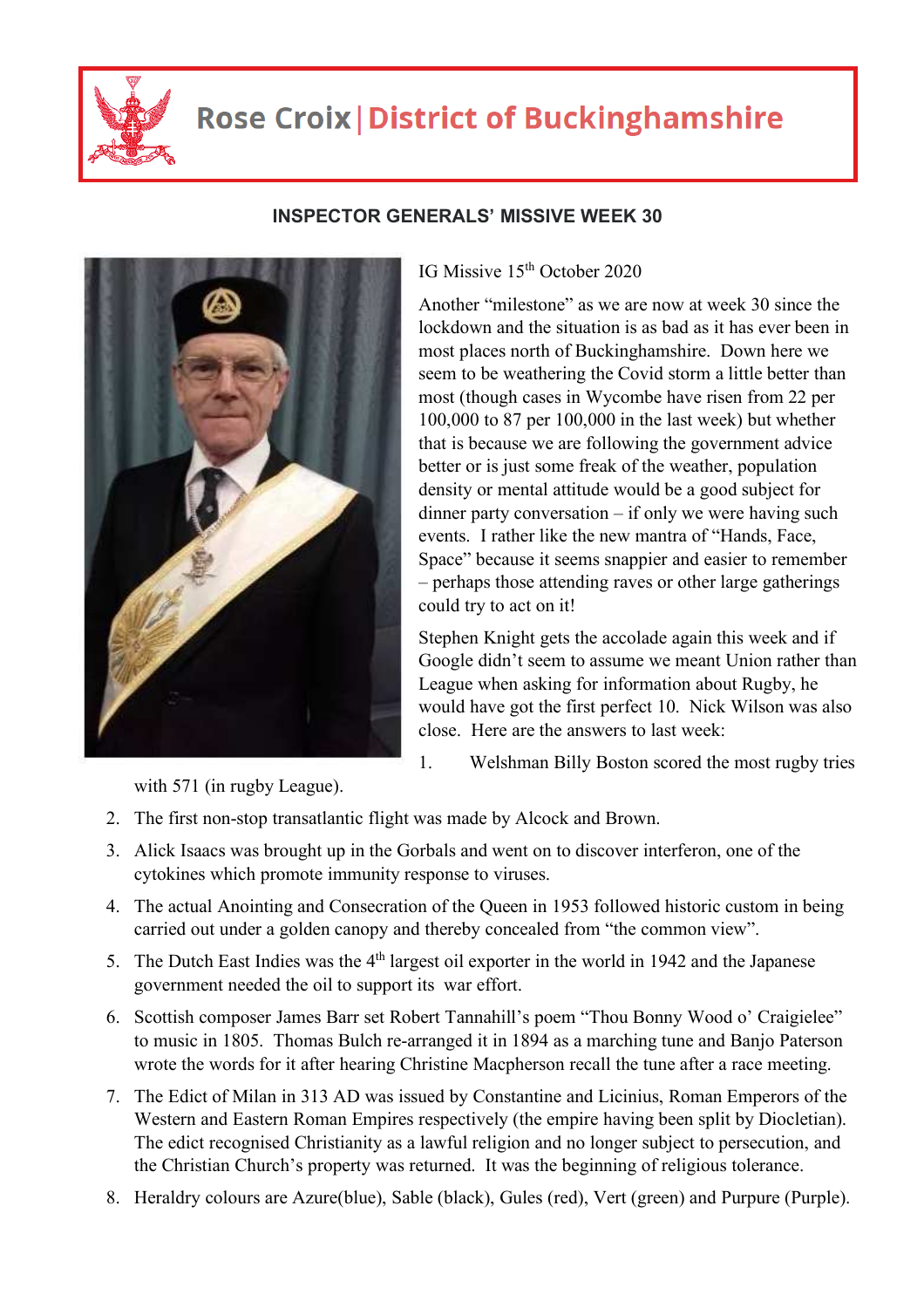# Rose Croix | District of Buckinghamshire

## INSPECTOR GENERALS' MISSIVE WEEK 30

IG Missive 15th October 2020

Another "milestone" as we are now at week 30 since the lockdown and the situation is as bad as it has ever been in most places north of Buckinghamshire. Down here we seem to be weathering the Covid storm a little better than most (though cases in Wycombe have risen from 22 per 100,000 to 87 per 100,000 in the last week) but whether that is because we are following the government advice better or is just some freak of the weather, population density or mental attitude would be a good subject for dinner party conversation – if only we were having such events. I rather like the new mantra of "Hands, Face, Space" because it seems snappier and easier to remember – perhaps those attending raves or other large gatherings could try to act on it!

Stephen Knight gets the accolade again this week and if Google didn't seem to assume we meant Union rather than League when asking for information about Rugby, he would have got the first perfect 10. Nick Wilson was also close. Here are the answers to last week:

1. Welshman Billy Boston scored the most rugby tries with 571 (in rugby League).
2. The first non-stop transatlantic flight was made by Alcock and Brown.
3. Alick Isaacs was brought up in the Gorbals and went on to discover interferon, one of the cytokines which promote immunity response to viruses.
4. The actual Anointing and Consecration of the Queen in 1953 followed historic custom in being carried out under a golden canopy and thereby concealed from "the common view".
5. The Dutch East Indies was the 4th largest oil exporter in the world in 1942 and the Japanese government needed the oil to support its war effort.
6. Scottish composer James Barr set Robert Tannahill's poem "Thou Bonny Wood o' Craigielee" to music in 1805. Thomas Bulch re-arranged it in 1894 as a marching tune and Banjo Paterson wrote the words for it after hearing Christine Macpherson recall the tune after a race meeting.
7. The Edict of Milan in 313 AD was issued by Constantine and Licinius, Roman Emperors of the Western and Eastern Roman Empires respectively (the empire having been split by Diocletian). The edict recognised Christianity as a lawful religion and no longer subject to persecution, and the Christian Church's property was returned. It was the beginning of religious tolerance.
8. Heraldry colours are Azure(blue), Sable (black), Gules (red), Vert (green) and Purpure (Purple).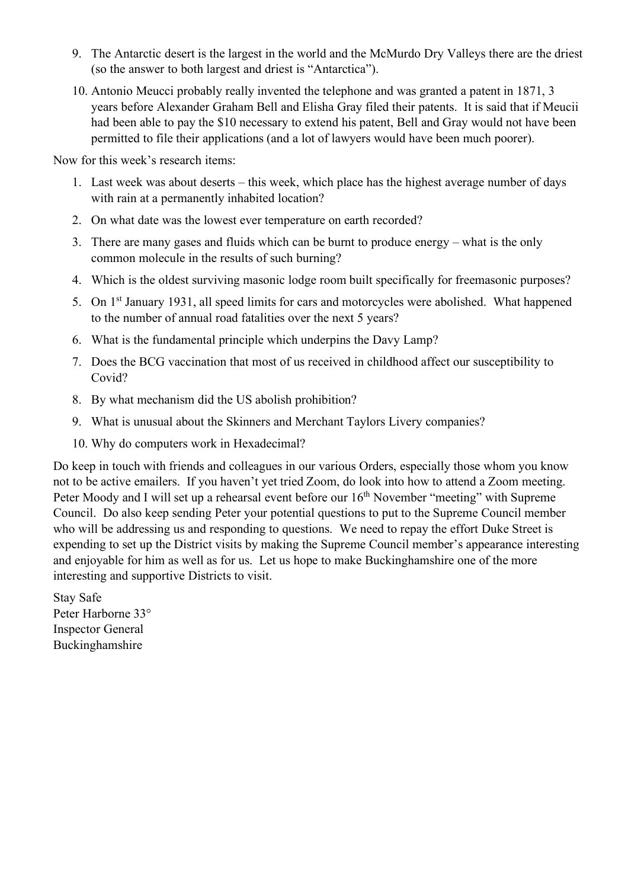9. The Antarctic desert is the largest in the world and the McMurdo Dry Valleys there are the driest (so the answer to both largest and driest is "Antarctica").
10. Antonio Meucci probably really invented the telephone and was granted a patent in 1871, 3 years before Alexander Graham Bell and Elisha Gray filed their patents. It is said that if Meucii had been able to pay the $10 necessary to extend his patent, Bell and Gray would not have been permitted to file their applications (and a lot of lawyers would have been much poorer).

Now for this week's research items:

1. Last week was about deserts – this week, which place has the highest average number of days with rain at a permanently inhabited location?
2. On what date was the lowest ever temperature on earth recorded?
3. There are many gases and fluids which can be burnt to produce energy – what is the only common molecule in the results of such burning?
4. Which is the oldest surviving masonic lodge room built specifically for freemasonic purposes?
5. On 1st January 1931, all speed limits for cars and motorcycles were abolished. What happened to the number of annual road fatalities over the next 5 years?
6. What is the fundamental principle which underpins the Davy Lamp?
7. Does the BCG vaccination that most of us received in childhood affect our susceptibility to Covid?
8. By what mechanism did the US abolish prohibition?
9. What is unusual about the Skinners and Merchant Taylors Livery companies?
10. Why do computers work in Hexadecimal?

Do keep in touch with friends and colleagues in our various Orders, especially those whom you know not to be active emailers. If you haven't yet tried Zoom, do look into how to attend a Zoom meeting. Peter Moody and I will set up a rehearsal event before our 16th November "meeting" with Supreme Council. Do also keep sending Peter your potential questions to put to the Supreme Council member who will be addressing us and responding to questions. We need to repay the effort Duke Street is expending to set up the District visits by making the Supreme Council member's appearance interesting and enjoyable for him as well as for us. Let us hope to make Buckinghamshire one of the more interesting and supportive Districts to visit.

Stay Safe  
Peter Harborne 33°  
Inspector General  
Buckinghamshire